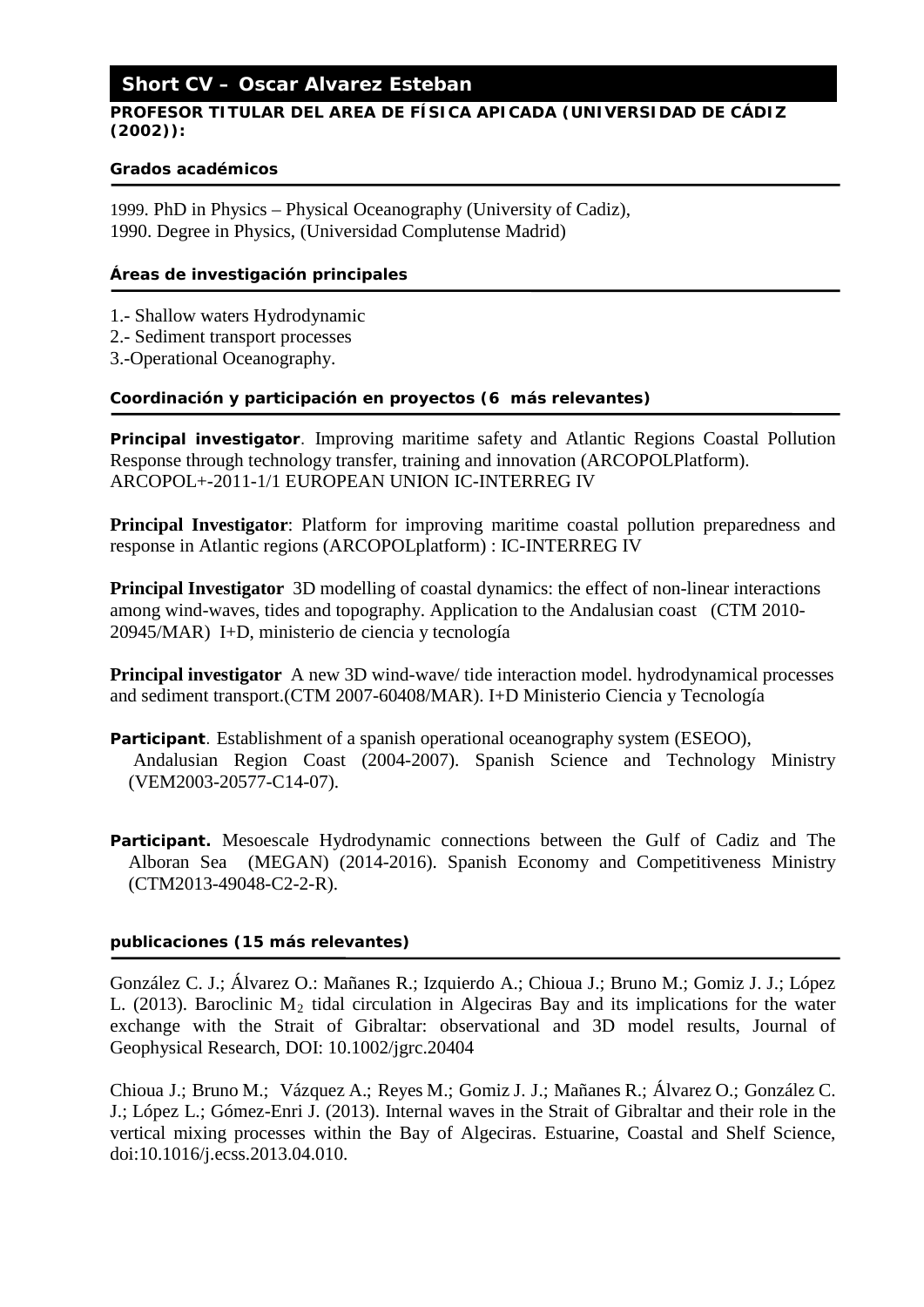# Short CV – Oscar Alvarez Esteban

**PROFESOR TITULAR DEL AREA DE FÍSICA APICADA (UNIVERSIDAD DE CÁDIZ (2002)):**

### Grados académicos

1999. PhD in Physics – Physical Oceanography (University of Cadiz),
1990. Degree in Physics, (Universidad Complutense Madrid)

### Áreas de investigación principales

1.- Shallow waters Hydrodynamic
2.- Sediment transport processes
3.-Operational Oceanography.

### Coordinación y participación en proyectos (6 más relevantes)

**Principal investigator**. Improving maritime safety and Atlantic Regions Coastal Pollution Response through technology transfer, training and innovation (ARCOPOLPlatform). ARCOPOL+-2011-1/1 EUROPEAN UNION IC-INTERREG IV

**Principal Investigator**: Platform for improving maritime coastal pollution preparedness and response in Atlantic regions (ARCOPOLplatform) : IC-INTERREG IV

**Principal Investigator** 3D modelling of coastal dynamics: the effect of non-linear interactions among wind-waves, tides and topography. Application to the Andalusian coast (CTM 2010-20945/MAR) I+D, ministerio de ciencia y tecnología

**Principal investigator** A new 3D wind-wave/ tide interaction model. hydrodynamical processes and sediment transport.(CTM 2007-60408/MAR). I+D Ministerio Ciencia y Tecnología

**Participant**. Establishment of a spanish operational oceanography system (ESEOO), Andalusian Region Coast (2004-2007). Spanish Science and Technology Ministry (VEM2003-20577-C14-07).

**Participant.** Mesoescale Hydrodynamic connections between the Gulf of Cadiz and The Alboran Sea (MEGAN) (2014-2016). Spanish Economy and Competitiveness Ministry (CTM2013-49048-C2-2-R).

### publicaciones (15 más relevantes)

González C. J.; Álvarez O.: Mañanes R.; Izquierdo A.; Chioua J.; Bruno M.; Gomiz J. J.; López L. (2013). Baroclinic $M_2$ tidal circulation in Algeciras Bay and its implications for the water exchange with the Strait of Gibraltar: observational and 3D model results, Journal of Geophysical Research, DOI: 10.1002/jgrc.20404

Chioua J.; Bruno M.; Vázquez A.; Reyes M.; Gomiz J. J.; Mañanes R.; Álvarez O.; González C. J.; López L.; Gómez-Enri J. (2013). Internal waves in the Strait of Gibraltar and their role in the vertical mixing processes within the Bay of Algeciras. Estuarine, Coastal and Shelf Science, doi:10.1016/j.ecss.2013.04.010.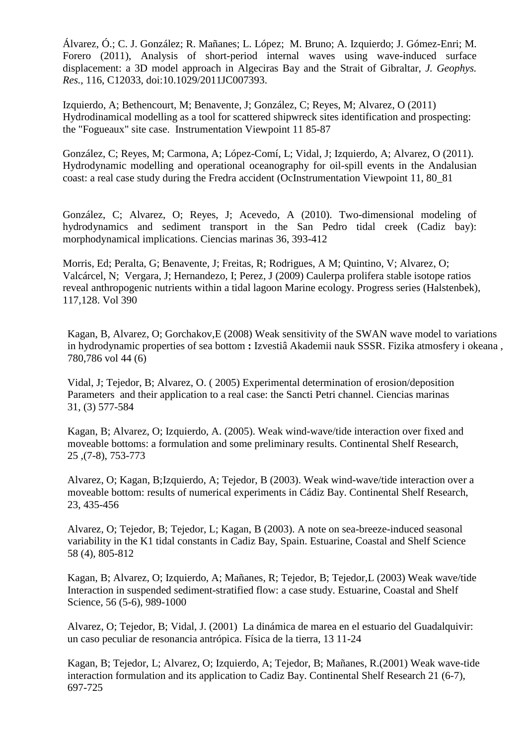Álvarez, Ó.; C. J. González; R. Mañanes; L. López; M. Bruno; A. Izquierdo; J. Gómez-Enri; M. Forero (2011), Analysis of short-period internal waves using wave-induced surface displacement: a 3D model approach in Algeciras Bay and the Strait of Gibraltar, *J. Geophys. Res.*, 116, C12033, doi:10.1029/2011JC007393.

Izquierdo, A; Bethencourt, M; Benavente, J; González, C; Reyes, M; Alvarez, O (2011) Hydrodinamical modelling as a tool for scattered shipwreck sites identification and prospecting: the "Fogueaux" site case. Instrumentation Viewpoint 11 85-87

González, C; Reyes, M; Carmona, A; López-Comí, L; Vidal, J; Izquierdo, A; Alvarez, O (2011). Hydrodynamic modelling and operational oceanography for oil-spill events in the Andalusian coast: a real case study during the Fredra accident (OcInstrumentation Viewpoint 11, 80_81

González, C; Alvarez, O; Reyes, J; Acevedo, A (2010). Two-dimensional modeling of hydrodynamics and sediment transport in the San Pedro tidal creek (Cadiz bay): morphodynamical implications. Ciencias marinas 36, 393-412

Morris, Ed; Peralta, G; Benavente, J; Freitas, R; Rodrigues, A M; Quintino, V; Alvarez, O; Valcárcel, N; Vergara, J; Hernandezo, I; Perez, J (2009) Caulerpa prolifera stable isotope ratios reveal anthropogenic nutrients within a tidal lagoon Marine ecology. Progress series (Halstenbek), 117,128. Vol 390

Kagan, B, Alvarez, O; Gorchakov,E (2008) Weak sensitivity of the SWAN wave model to variations in hydrodynamic properties of sea bottom **:** Izvestiâ Akademii nauk SSSR. Fizika atmosfery i okeana , 780,786 vol 44 (6)

Vidal, J; Tejedor, B; Alvarez, O. ( 2005) Experimental determination of erosion/deposition Parameters and their application to a real case: the Sancti Petri channel. Ciencias marinas 31, (3) 577-584

Kagan, B; Alvarez, O; Izquierdo, A. (2005). Weak wind-wave/tide interaction over fixed and moveable bottoms: a formulation and some preliminary results. Continental Shelf Research, 25 ,(7-8), 753-773

Alvarez, O; Kagan, B;Izquierdo, A; Tejedor, B (2003). Weak wind-wave/tide interaction over a moveable bottom: results of numerical experiments in Cádiz Bay. Continental Shelf Research, 23, 435-456

Alvarez, O; Tejedor, B; Tejedor, L; Kagan, B (2003). A note on sea-breeze-induced seasonal variability in the K1 tidal constants in Cadiz Bay, Spain. Estuarine, Coastal and Shelf Science 58 (4), 805-812

Kagan, B; Alvarez, O; Izquierdo, A; Mañanes, R; Tejedor, B; Tejedor,L (2003) Weak wave/tide Interaction in suspended sediment-stratified flow: a case study. Estuarine, Coastal and Shelf Science, 56 (5-6), 989-1000

Alvarez, O; Tejedor, B; Vidal, J. (2001) La dinámica de marea en el estuario del Guadalquivir: un caso peculiar de resonancia antrópica. Física de la tierra, 13 11-24

Kagan, B; Tejedor, L; Alvarez, O; Izquierdo, A; Tejedor, B; Mañanes, R.(2001) Weak wave-tide interaction formulation and its application to Cadiz Bay. Continental Shelf Research 21 (6-7), 697-725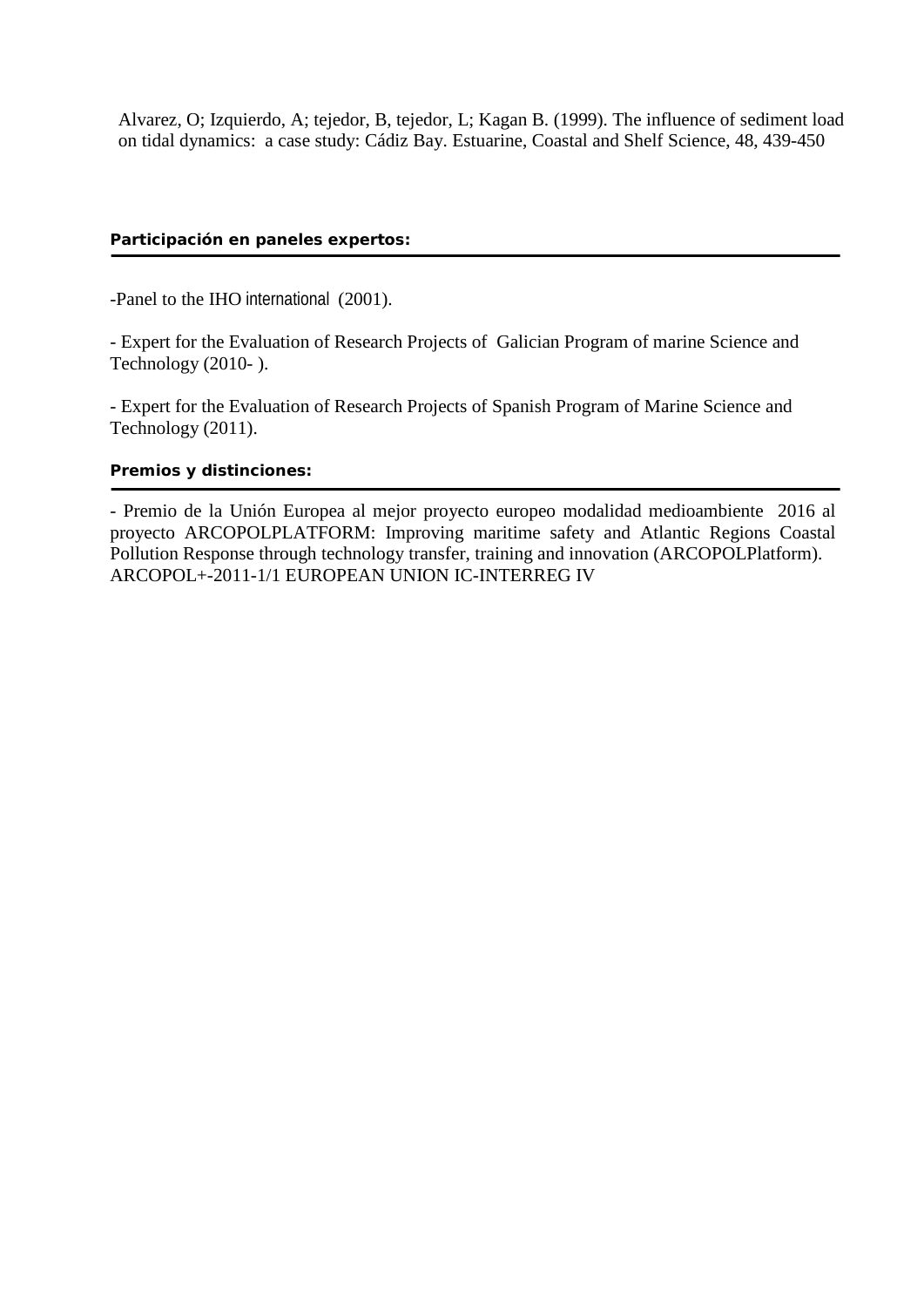Alvarez, O; Izquierdo, A; tejedor, B, tejedor, L; Kagan B. (1999). The influence of sediment load on tidal dynamics: a case study: Cádiz Bay. Estuarine, Coastal and Shelf Science, 48, 439-450

## **Participación en paneles expertos:**

-Panel to the IHO international (2001).

- Expert for the Evaluation of Research Projects of Galician Program of marine Science and Technology (2010- ).

- Expert for the Evaluation of Research Projects of Spanish Program of Marine Science and Technology (2011).

## **Premios y distinciones:**

- Premio de la Unión Europea al mejor proyecto europeo modalidad medioambiente 2016 al proyecto ARCOPOLPLATFORM: Improving maritime safety and Atlantic Regions Coastal Pollution Response through technology transfer, training and innovation (ARCOPOLPlatform). ARCOPOL+-2011-1/1 EUROPEAN UNION IC-INTERREG IV